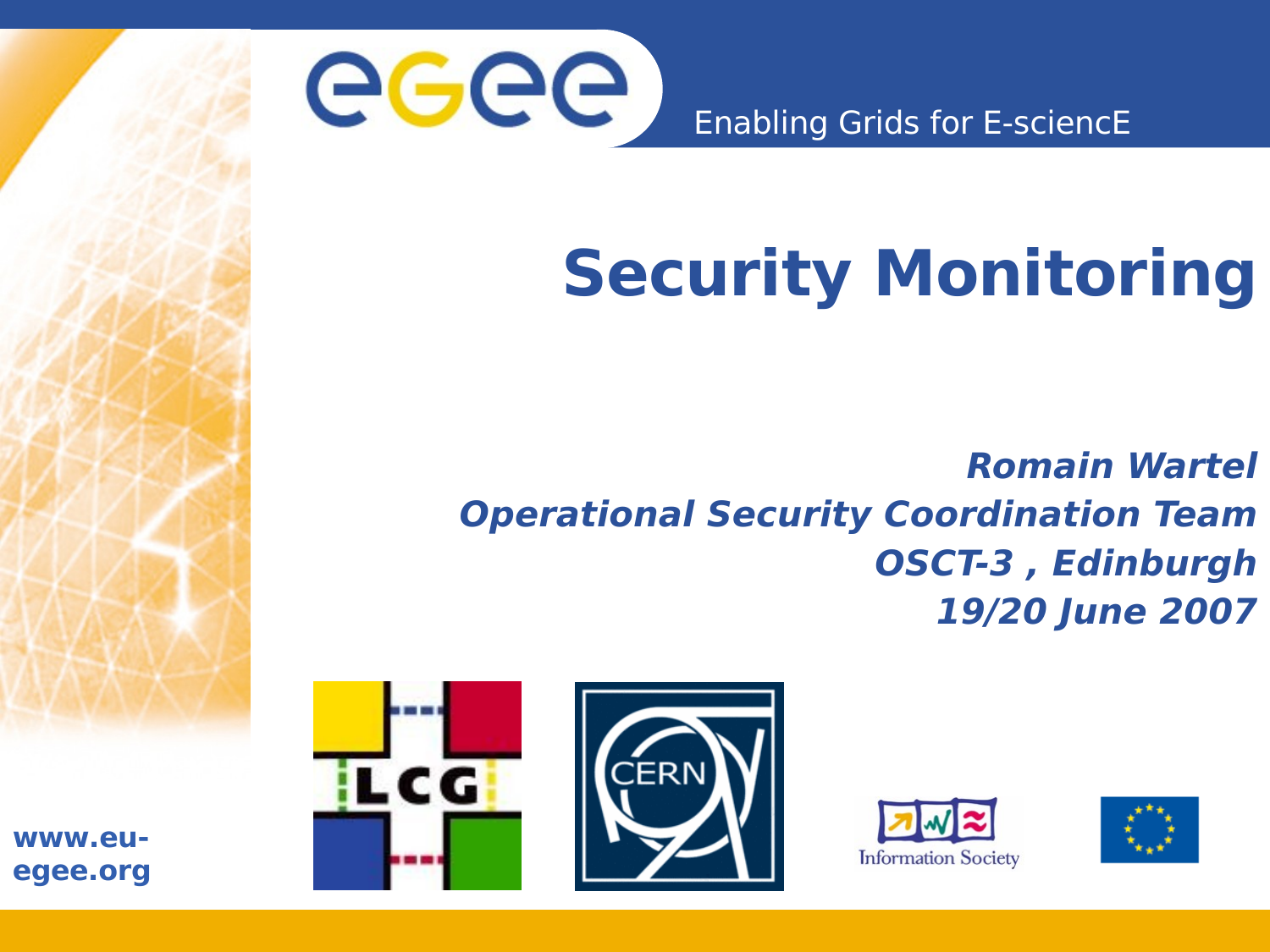Enabling Grids for E-sciencE

# Security Monitoring

***Romain Wartel***
***Operational Security Coordination Team***
***OSCT-3 , Edinburgh***
***19/20 June 2007***

**www.eu-egee.org**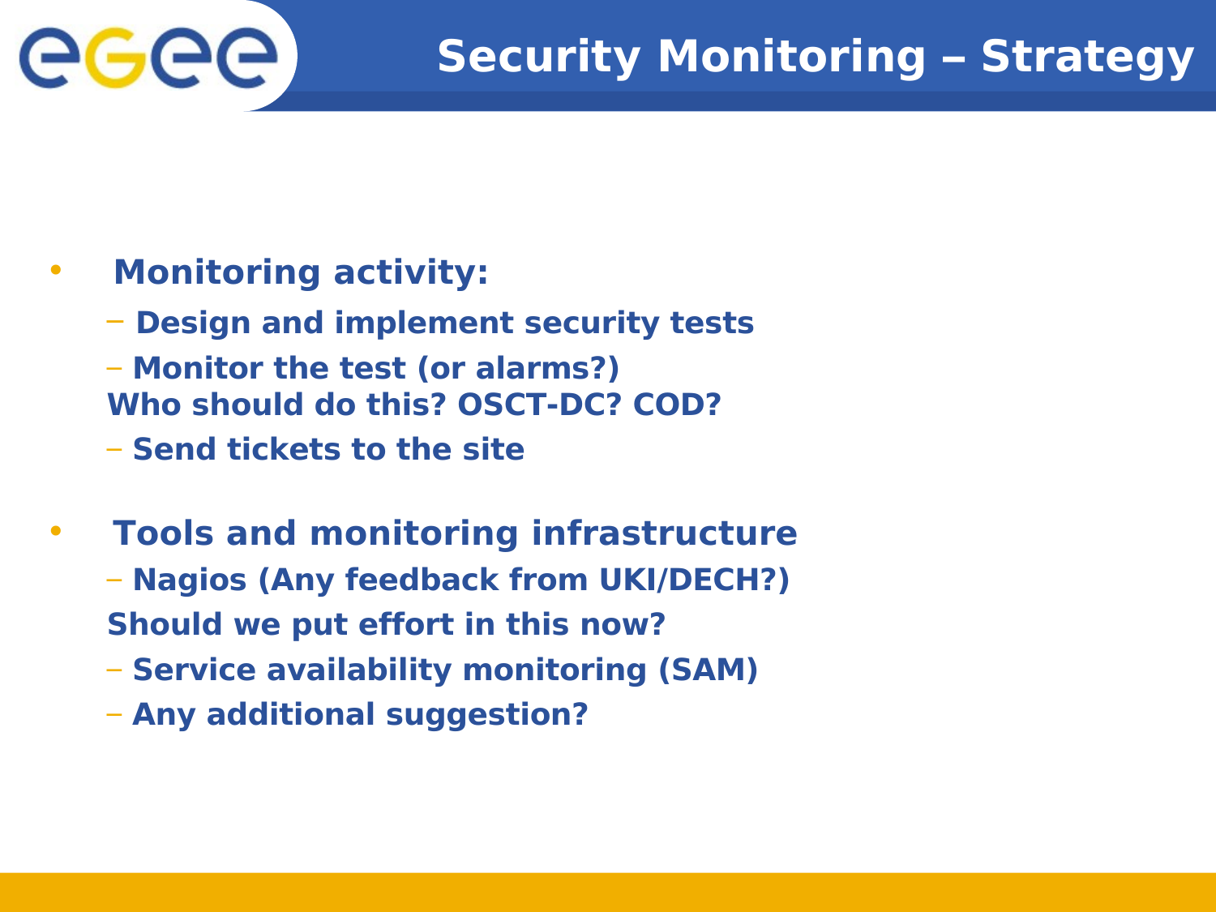# Security Monitoring – Strategy

- **Monitoring activity:**
  - **Design and implement security tests**
  - **Monitor the test (or alarms?)**

    **Who should do this? OSCT-DC? COD?**
  - **Send tickets to the site**

- **Tools and monitoring infrastructure**
  - **Nagios (Any feedback from UKI/DECH?)**

    **Should we put effort in this now?**
  - **Service availability monitoring (SAM)**
  - **Any additional suggestion?**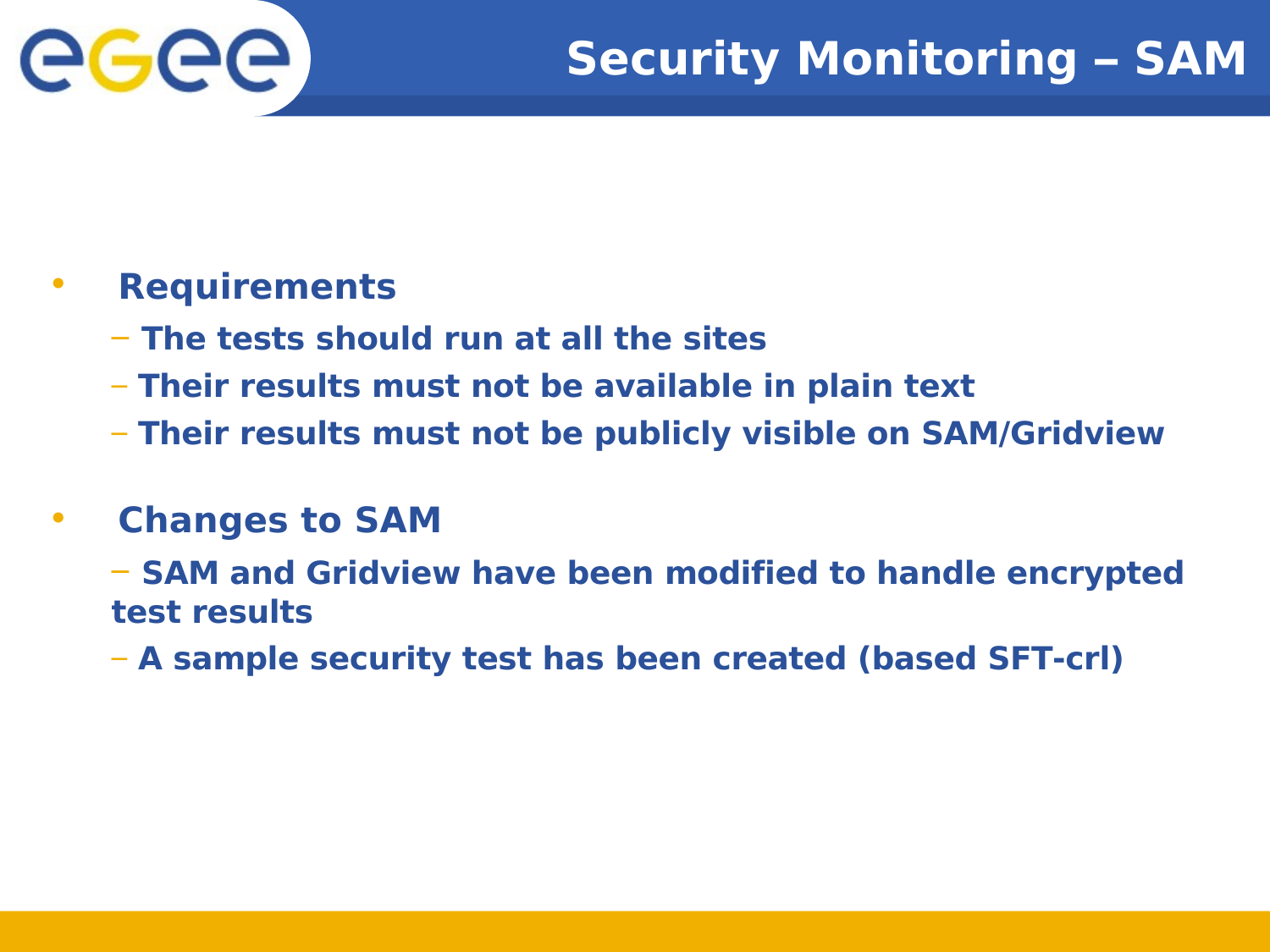# Security Monitoring – SAM

- **Requirements**
  - **The tests should run at all the sites**
  - **Their results must not be available in plain text**
  - **Their results must not be publicly visible on SAM/Gridview**

- **Changes to SAM**
  - **SAM and Gridview have been modified to handle encrypted test results**
  - **A sample security test has been created (based SFT-crl)**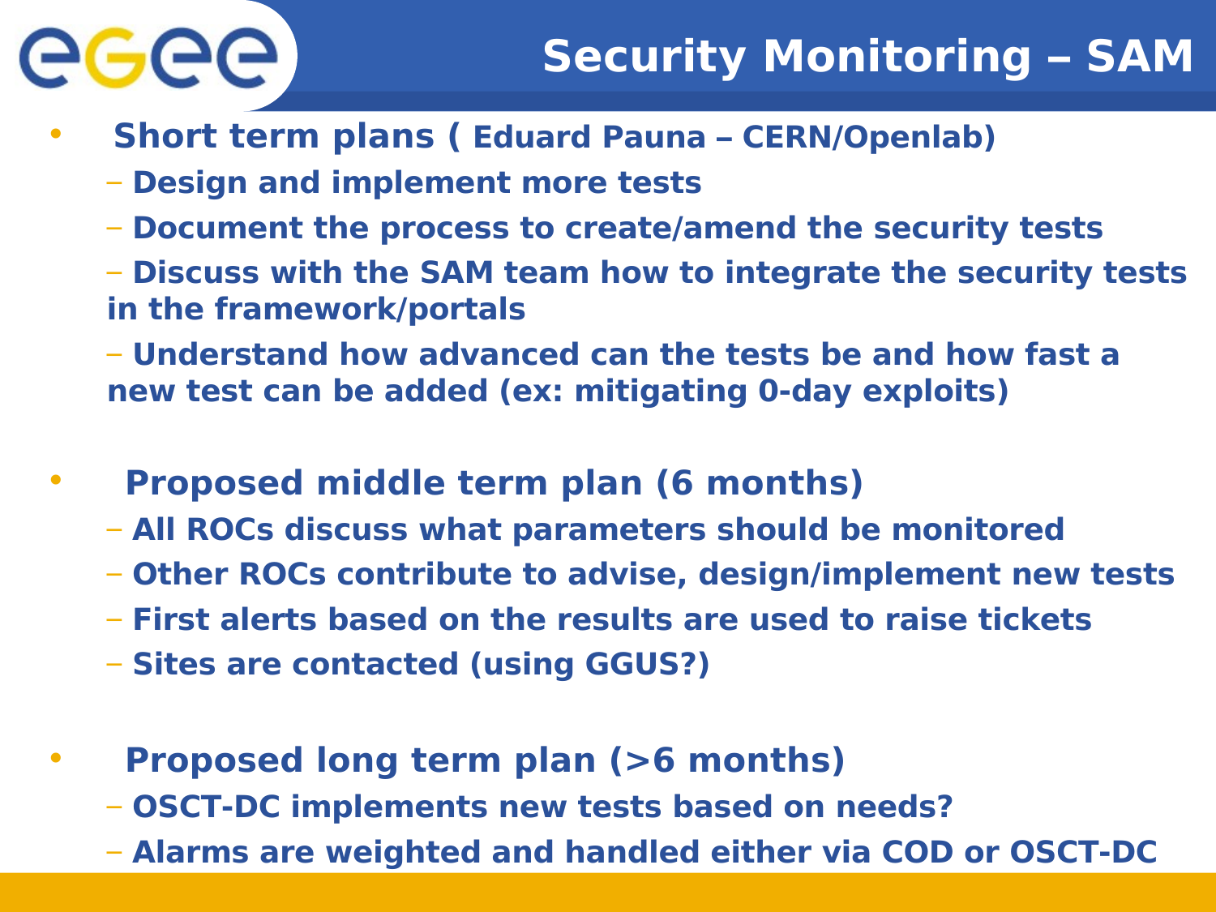# Security Monitoring – SAM

- **Short term plans ( Eduard Pauna – CERN/Openlab)**
  - Design and implement more tests
  - Document the process to create/amend the security tests
  - Discuss with the SAM team how to integrate the security tests in the framework/portals
  - Understand how advanced can the tests be and how fast a new test can be added (ex: mitigating 0-day exploits)

- **Proposed middle term plan (6 months)**
  - All ROCs discuss what parameters should be monitored
  - Other ROCs contribute to advise, design/implement new tests
  - First alerts based on the results are used to raise tickets
  - Sites are contacted (using GGUS?)

- **Proposed long term plan (>6 months)**
  - OSCT-DC implements new tests based on needs?
  - Alarms are weighted and handled either via COD or OSCT-DC